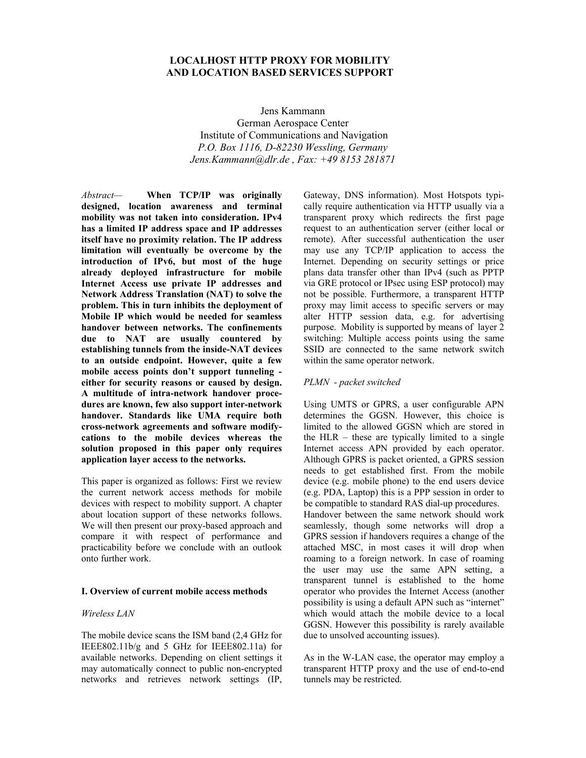# LOCALHOST HTTP PROXY FOR MOBILITY AND LOCATION BASED SERVICES SUPPORT

Jens Kammann
German Aerospace Center
Institute of Communications and Navigation
*P.O. Box 1116, D-82230 Wessling, Germany*
*Jens.Kammann@dlr.de , Fax: +49 8153 281871*

*Abstract*— **When TCP/IP was originally designed, location awareness and terminal mobility was not taken into consideration. IPv4 has a limited IP address space and IP addresses itself have no proximity relation. The IP address limitation will eventually be overcome by the introduction of IPv6, but most of the huge already deployed infrastructure for mobile Internet Access use private IP addresses and Network Address Translation (NAT) to solve the problem. This in turn inhibits the deployment of Mobile IP which would be needed for seamless handover between networks. The confinements due to NAT are usually countered by establishing tunnels from the inside-NAT devices to an outside endpoint. However, quite a few mobile access points don't support tunneling - either for security reasons or caused by design. A multitude of intra-network handover procedures are known, few also support inter-network handover. Standards like UMA require both cross-network agreements and software modifycations to the mobile devices whereas the solution proposed in this paper only requires application layer access to the networks.**

This paper is organized as follows: First we review the current network access methods for mobile devices with respect to mobility support. A chapter about location support of these networks follows. We will then present our proxy-based approach and compare it with respect of performance and practicability before we conclude with an outlook onto further work.

## I. Overview of current mobile access methods

### *Wireless LAN*

The mobile device scans the ISM band (2,4 GHz for IEEE802.11b/g and 5 GHz for IEEE802.11a) for available networks. Depending on client settings it may automatically connect to public non-encrypted networks and retrieves network settings (IP, Gateway, DNS information). Most Hotspots typically require authentication via HTTP usually via a transparent proxy which redirects the first page request to an authentication server (either local or remote). After successful authentication the user may use any TCP/IP application to access the Internet. Depending on security settings or price plans data transfer other than IPv4 (such as PPTP via GRE protocol or IPsec using ESP protocol) may not be possible. Furthermore, a transparent HTTP proxy may limit access to specific servers or may alter HTTP session data, e.g. for advertising purpose. Mobility is supported by means of layer 2 switching: Multiple access points using the same SSID are connected to the same network switch within the same operator network.

### *PLMN - packet switched*

Using UMTS or GPRS, a user configurable APN determines the GGSN. However, this choice is limited to the allowed GGSN which are stored in the HLR – these are typically limited to a single Internet access APN provided by each operator. Although GPRS is packet oriented, a GPRS session needs to get established first. From the mobile device (e.g. mobile phone) to the end users device (e.g. PDA, Laptop) this is a PPP session in order to be compatible to standard RAS dial-up procedures. Handover between the same network should work seamlessly, though some networks will drop a GPRS session if handovers requires a change of the attached MSC, in most cases it will drop when roaming to a foreign network. In case of roaming the user may use the same APN setting, a transparent tunnel is established to the home operator who provides the Internet Access (another possibility is using a default APN such as "internet" which would attach the mobile device to a local GGSN. However this possibility is rarely available due to unsolved accounting issues).

As in the W-LAN case, the operator may employ a transparent HTTP proxy and the use of end-to-end tunnels may be restricted.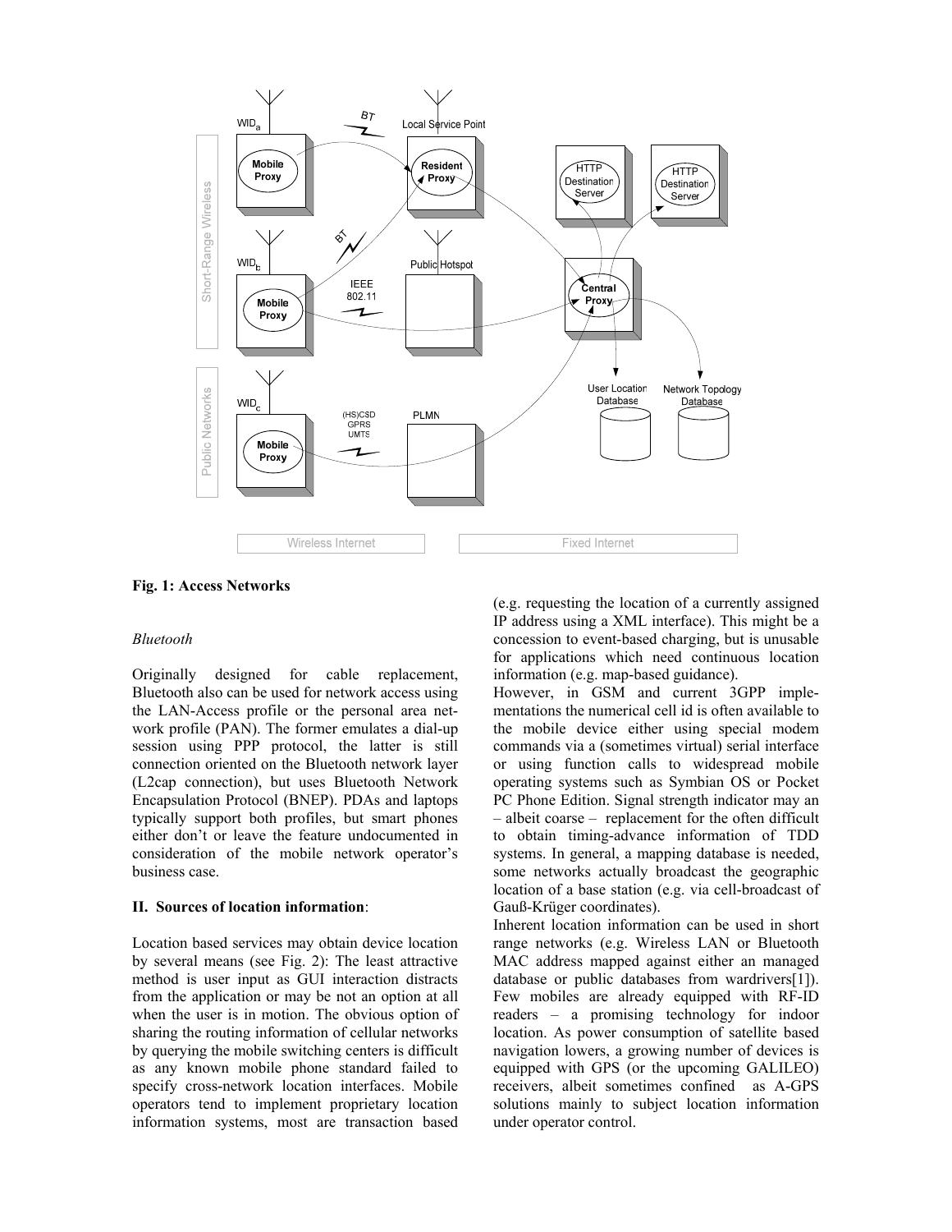**Fig. 1: Access Networks**

*Bluetooth*

Originally designed for cable replacement, Bluetooth also can be used for network access using the LAN-Access profile or the personal area network profile (PAN). The former emulates a dial-up session using PPP protocol, the latter is still connection oriented on the Bluetooth network layer (L2cap connection), but uses Bluetooth Network Encapsulation Protocol (BNEP). PDAs and laptops typically support both profiles, but smart phones either don't or leave the feature undocumented in consideration of the mobile network operator's business case.

**II. Sources of location information**:

Location based services may obtain device location by several means (see Fig. 2): The least attractive method is user input as GUI interaction distracts from the application or may be not an option at all when the user is in motion. The obvious option of sharing the routing information of cellular networks by querying the mobile switching centers is difficult as any known mobile phone standard failed to specify cross-network location interfaces. Mobile operators tend to implement proprietary location information systems, most are transaction based (e.g. requesting the location of a currently assigned IP address using a XML interface). This might be a concession to event-based charging, but is unusable for applications which need continuous location information (e.g. map-based guidance).

However, in GSM and current 3GPP implementations the numerical cell id is often available to the mobile device either using special modem commands via a (sometimes virtual) serial interface or using function calls to widespread mobile operating systems such as Symbian OS or Pocket PC Phone Edition. Signal strength indicator may an – albeit coarse – replacement for the often difficult to obtain timing-advance information of TDD systems. In general, a mapping database is needed, some networks actually broadcast the geographic location of a base station (e.g. via cell-broadcast of Gauß-Krüger coordinates).

Inherent location information can be used in short range networks (e.g. Wireless LAN or Bluetooth MAC address mapped against either an managed database or public databases from wardrivers[1]). Few mobiles are already equipped with RF-ID readers – a promising technology for indoor location. As power consumption of satellite based navigation lowers, a growing number of devices is equipped with GPS (or the upcoming GALILEO) receivers, albeit sometimes confined as A-GPS solutions mainly to subject location information under operator control.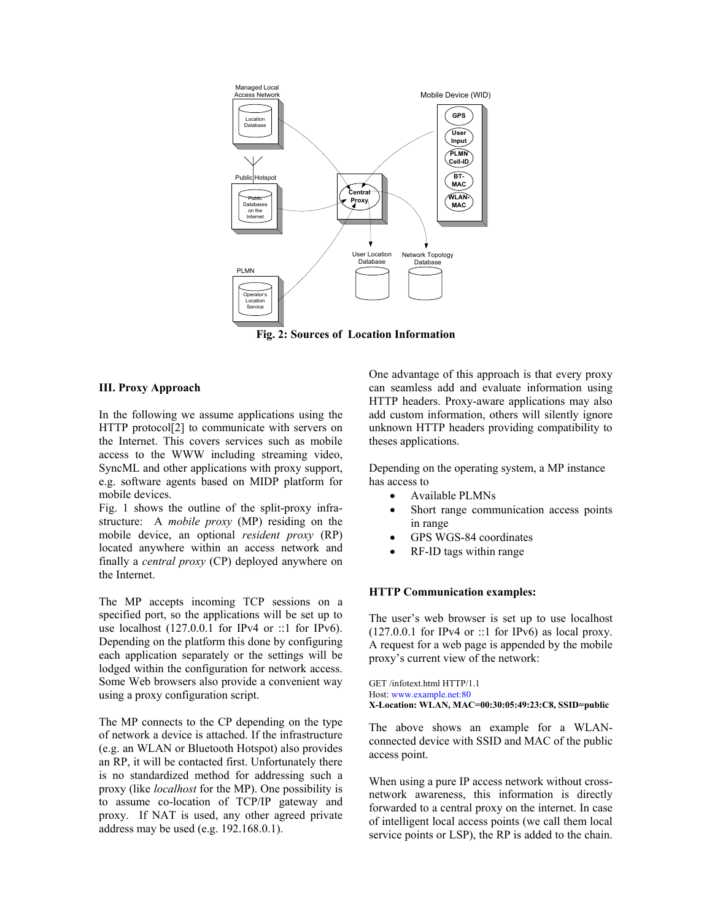Fig. 2: Sources of Location Information

### III. Proxy Approach

In the following we assume applications using the HTTP protocol[2] to communicate with servers on the Internet. This covers services such as mobile access to the WWW including streaming video, SyncML and other applications with proxy support, e.g. software agents based on MIDP platform for mobile devices.

Fig. 1 shows the outline of the split-proxy infrastructure: A *mobile proxy* (MP) residing on the mobile device, an optional *resident proxy* (RP) located anywhere within an access network and finally a *central proxy* (CP) deployed anywhere on the Internet.

The MP accepts incoming TCP sessions on a specified port, so the applications will be set up to use localhost (127.0.0.1 for IPv4 or ::1 for IPv6). Depending on the platform this done by configuring each application separately or the settings will be lodged within the configuration for network access. Some Web browsers also provide a convenient way using a proxy configuration script.

The MP connects to the CP depending on the type of network a device is attached. If the infrastructure (e.g. an WLAN or Bluetooth Hotspot) also provides an RP, it will be contacted first. Unfortunately there is no standardized method for addressing such a proxy (like *localhost* for the MP). One possibility is to assume co-location of TCP/IP gateway and proxy. If NAT is used, any other agreed private address may be used (e.g. 192.168.0.1).

One advantage of this approach is that every proxy can seamless add and evaluate information using HTTP headers. Proxy-aware applications may also add custom information, others will silently ignore unknown HTTP headers providing compatibility to theses applications.

Depending on the operating system, a MP instance has access to

- Available PLMNs
- Short range communication access points in range
- GPS WGS-84 coordinates
- RF-ID tags within range

#### HTTP Communication examples:

The user's web browser is set up to use localhost (127.0.0.1 for IPv4 or ::1 for IPv6) as local proxy. A request for a web page is appended by the mobile proxy's current view of the network:

```
GET /infotext.html HTTP/1.1
Host: www.example.net:80
X-Location: WLAN, MAC=00:30:05:49:23:C8, SSID=public
```

The above shows an example for a WLAN-connected device with SSID and MAC of the public access point.

When using a pure IP access network without cross-network awareness, this information is directly forwarded to a central proxy on the internet. In case of intelligent local access points (we call them local service points or LSP), the RP is added to the chain.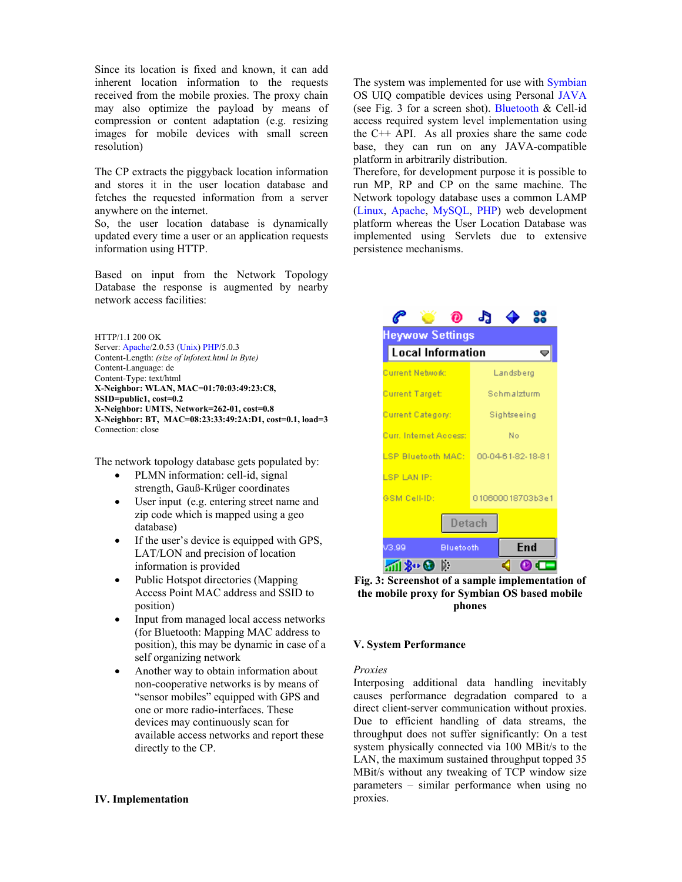Since its location is fixed and known, it can add inherent location information to the requests received from the mobile proxies. The proxy chain may also optimize the payload by means of compression or content adaptation (e.g. resizing images for mobile devices with small screen resolution)

The CP extracts the piggyback location information and stores it in the user location database and fetches the requested information from a server anywhere on the internet.
So, the user location database is dynamically updated every time a user or an application requests information using HTTP.

Based on input from the Network Topology Database the response is augmented by nearby network access facilities:

HTTP/1.1 200 OK
Server: Apache/2.0.53 (Unix) PHP/5.0.3
Content-Length: *(size of infotext.html in Byte)*
Content-Language: de
Content-Type: text/html
**X-Neighbor: WLAN, MAC=01:70:03:49:23:C8, SSID=public1, cost=0.2**
**X-Neighbor: UMTS, Network=262-01, cost=0.8**
**X-Neighbor: BT, MAC=08:23:33:49:2A:D1, cost=0.1, load=3**
Connection: close

The network topology database gets populated by:

- PLMN information: cell-id, signal strength, Gauß-Krüger coordinates
- User input (e.g. entering street name and zip code which is mapped using a geo database)
- If the user's device is equipped with GPS, LAT/LON and precision of location information is provided
- Public Hotspot directories (Mapping Access Point MAC address and SSID to position)
- Input from managed local access networks (for Bluetooth: Mapping MAC address to position), this may be dynamic in case of a self organizing network
- Another way to obtain information about non-cooperative networks is by means of "sensor mobiles" equipped with GPS and one or more radio-interfaces. These devices may continuously scan for available access networks and report these directly to the CP.

## IV. Implementation

The system was implemented for use with Symbian OS UIQ compatible devices using Personal JAVA (see Fig. 3 for a screen shot). Bluetooth & Cell-id access required system level implementation using the C++ API. As all proxies share the same code base, they can run on any JAVA-compatible platform in arbitrarily distribution.
Therefore, for development purpose it is possible to run MP, RP and CP on the same machine. The Network topology database uses a common LAMP (Linux, Apache, MySQL, PHP) web development platform whereas the User Location Database was implemented using Servlets due to extensive persistence mechanisms.

**Fig. 3: Screenshot of a sample implementation of the mobile proxy for Symbian OS based mobile phones**

## V. System Performance

*Proxies*
Interposing additional data handling inevitably causes performance degradation compared to a direct client-server communication without proxies. Due to efficient handling of data streams, the throughput does not suffer significantly: On a test system physically connected via 100 MBit/s to the LAN, the maximum sustained throughput topped 35 MBit/s without any tweaking of TCP window size parameters – similar performance when using no proxies.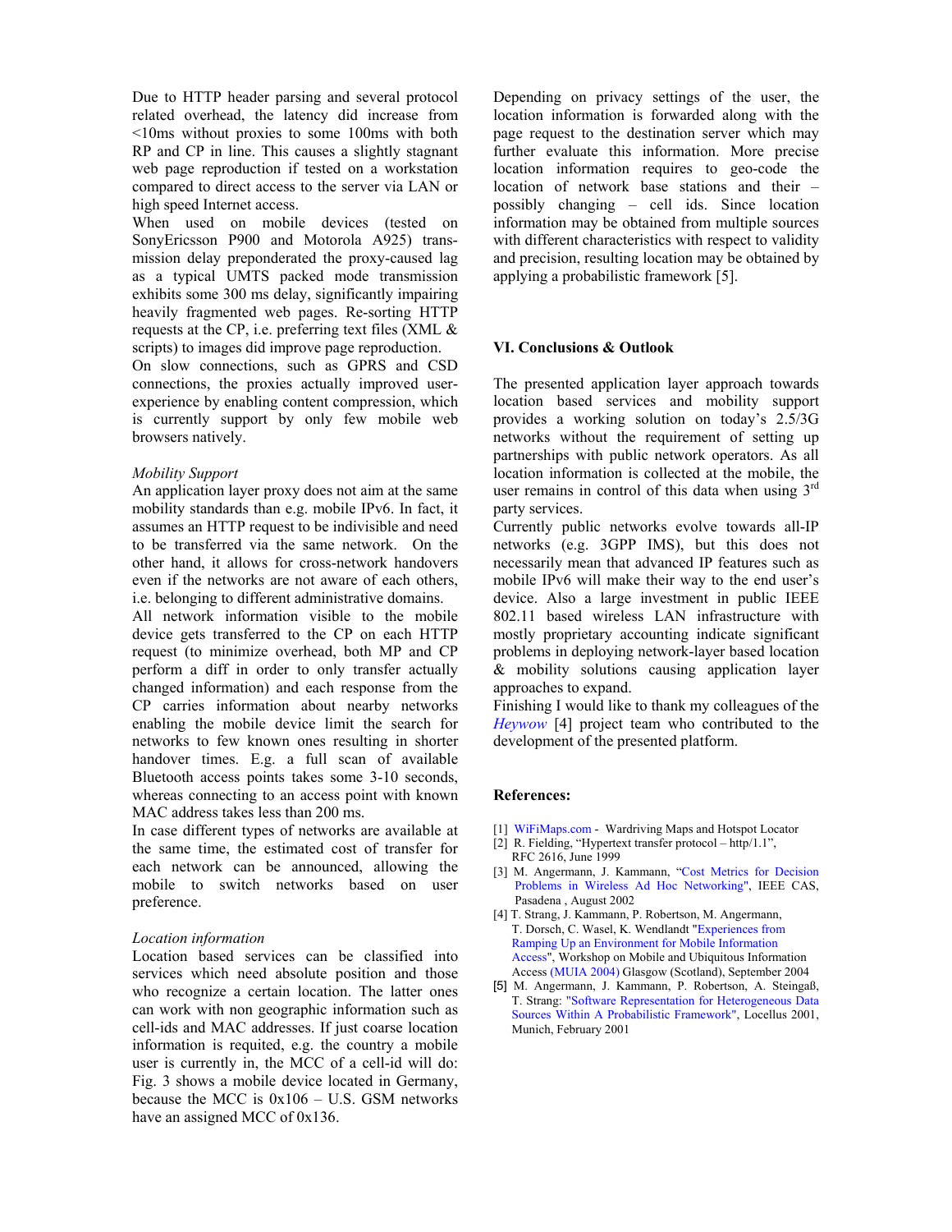Due to HTTP header parsing and several protocol related overhead, the latency did increase from <10ms without proxies to some 100ms with both RP and CP in line. This causes a slightly stagnant web page reproduction if tested on a workstation compared to direct access to the server via LAN or high speed Internet access.

When used on mobile devices (tested on SonyEricsson P900 and Motorola A925) transmission delay preponderated the proxy-caused lag as a typical UMTS packed mode transmission exhibits some 300 ms delay, significantly impairing heavily fragmented web pages. Re-sorting HTTP requests at the CP, i.e. preferring text files (XML & scripts) to images did improve page reproduction.

On slow connections, such as GPRS and CSD connections, the proxies actually improved user-experience by enabling content compression, which is currently support by only few mobile web browsers natively.

*Mobility Support*

An application layer proxy does not aim at the same mobility standards than e.g. mobile IPv6. In fact, it assumes an HTTP request to be indivisible and need to be transferred via the same network. On the other hand, it allows for cross-network handovers even if the networks are not aware of each others, i.e. belonging to different administrative domains.

All network information visible to the mobile device gets transferred to the CP on each HTTP request (to minimize overhead, both MP and CP perform a diff in order to only transfer actually changed information) and each response from the CP carries information about nearby networks enabling the mobile device limit the search for networks to few known ones resulting in shorter handover times. E.g. a full scan of available Bluetooth access points takes some 3-10 seconds, whereas connecting to an access point with known MAC address takes less than 200 ms.

In case different types of networks are available at the same time, the estimated cost of transfer for each network can be announced, allowing the mobile to switch networks based on user preference.

*Location information*

Location based services can be classified into services which need absolute position and those who recognize a certain location. The latter ones can work with non geographic information such as cell-ids and MAC addresses. If just coarse location information is requited, e.g. the country a mobile user is currently in, the MCC of a cell-id will do: Fig. 3 shows a mobile device located in Germany, because the MCC is 0x106 – U.S. GSM networks have an assigned MCC of 0x136.

Depending on privacy settings of the user, the location information is forwarded along with the page request to the destination server which may further evaluate this information. More precise location information requires to geo-code the location of network base stations and their – possibly changing – cell ids. Since location information may be obtained from multiple sources with different characteristics with respect to validity and precision, resulting location may be obtained by applying a probabilistic framework [5].

## VI. Conclusions & Outlook

The presented application layer approach towards location based services and mobility support provides a working solution on today's 2.5/3G networks without the requirement of setting up partnerships with public network operators. As all location information is collected at the mobile, the user remains in control of this data when using 3rd party services.

Currently public networks evolve towards all-IP networks (e.g. 3GPP IMS), but this does not necessarily mean that advanced IP features such as mobile IPv6 will make their way to the end user's device. Also a large investment in public IEEE 802.11 based wireless LAN infrastructure with mostly proprietary accounting indicate significant problems in deploying network-layer based location & mobility solutions causing application layer approaches to expand.

Finishing I would like to thank my colleagues of the *Heywow* [4] project team who contributed to the development of the presented platform.

## References:

[1] WiFiMaps.com - Wardriving Maps and Hotspot Locator

[2] R. Fielding, "Hypertext transfer protocol – http/1.1", RFC 2616, June 1999

[3] M. Angermann, J. Kammann, "Cost Metrics for Decision Problems in Wireless Ad Hoc Networking", IEEE CAS, Pasadena , August 2002

[4] T. Strang, J. Kammann, P. Robertson, M. Angermann, T. Dorsch, C. Wasel, K. Wendlandt "Experiences from Ramping Up an Environment for Mobile Information Access", Workshop on Mobile and Ubiquitous Information Access (MUIA 2004) Glasgow (Scotland), September 2004

[5] M. Angermann, J. Kammann, P. Robertson, A. Steingaß, T. Strang: "Software Representation for Heterogeneous Data Sources Within A Probabilistic Framework", Locellus 2001, Munich, February 2001